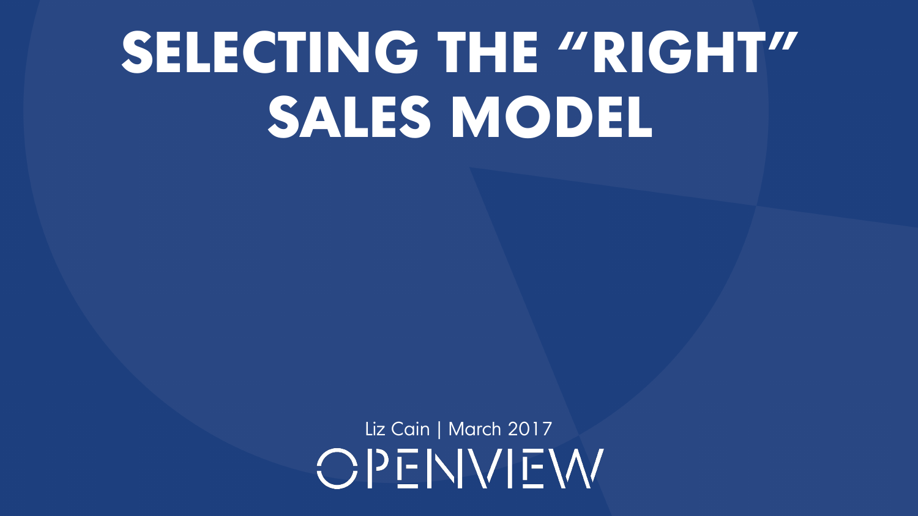# SELECTING THE "RIGHT" SALES MODEL

Liz Cain | March 2017

OPENVIEW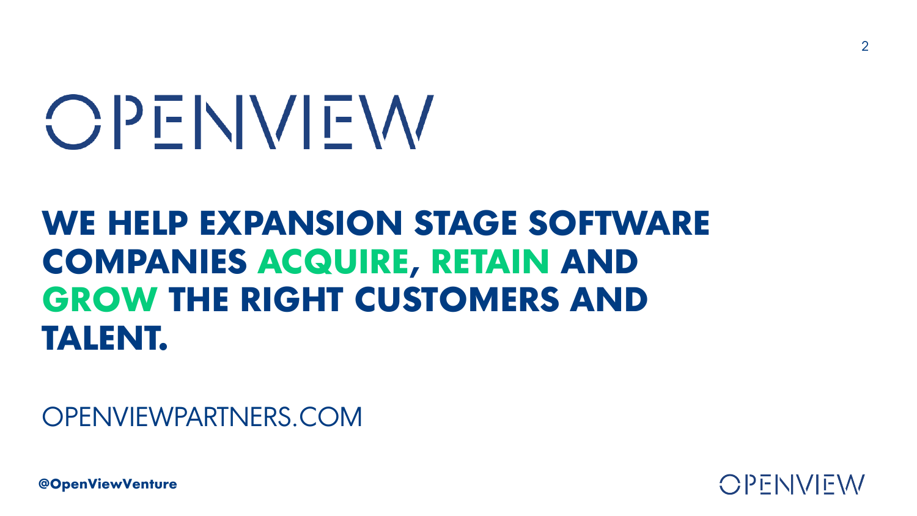# OPENVIEW

## WE HELP EXPANSION STAGE SOFTWARE COMPANIES ACQUIRE, RETAIN AND GROW THE RIGHT CUSTOMERS AND TALENT.

OPENVIEWPARTNERS.COM

**@OpenViewVenture**

OPENVIEW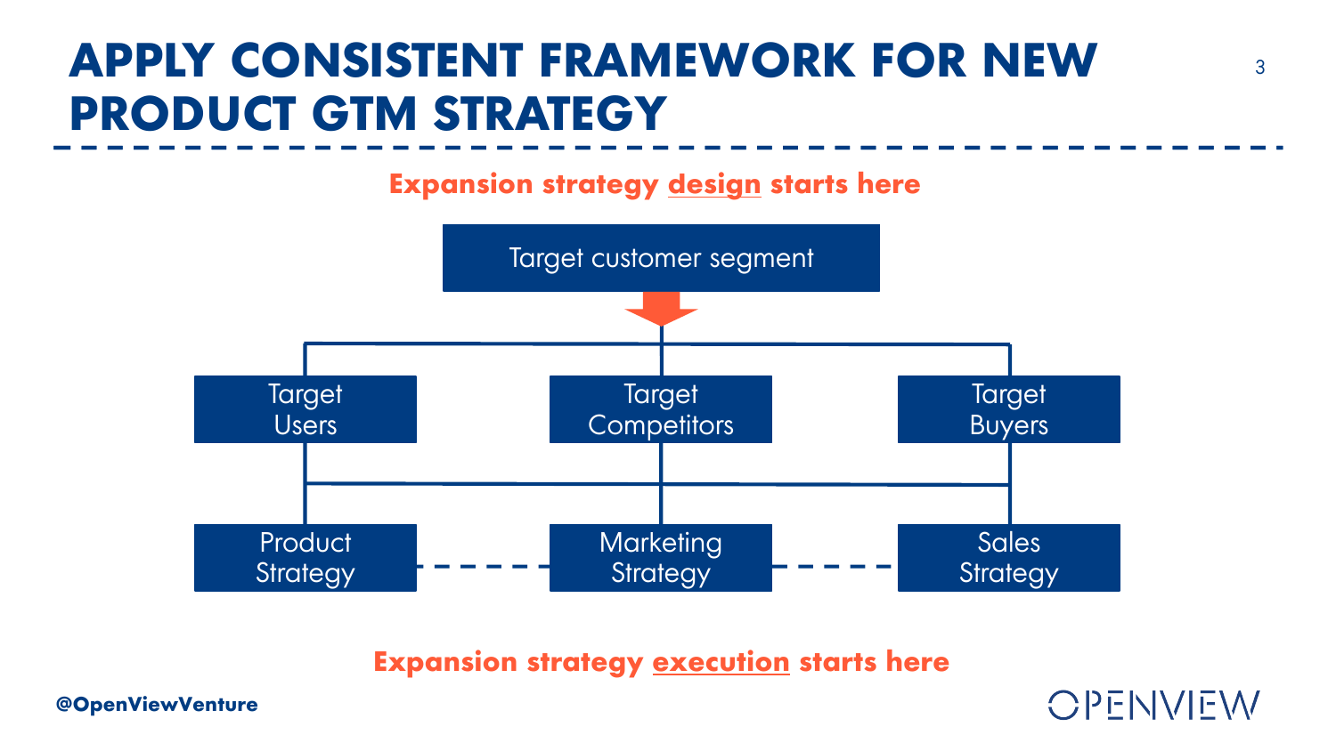# APPLY CONSISTENT FRAMEWORK FOR NEW PRODUCT GTM STRATEGY

**Expansion strategy design starts here**

Target customer segment

Target Users

Target Competitors

Target Buyers

Product Strategy

Marketing Strategy

Sales Strategy

**Expansion strategy execution starts here**

@OpenViewVenture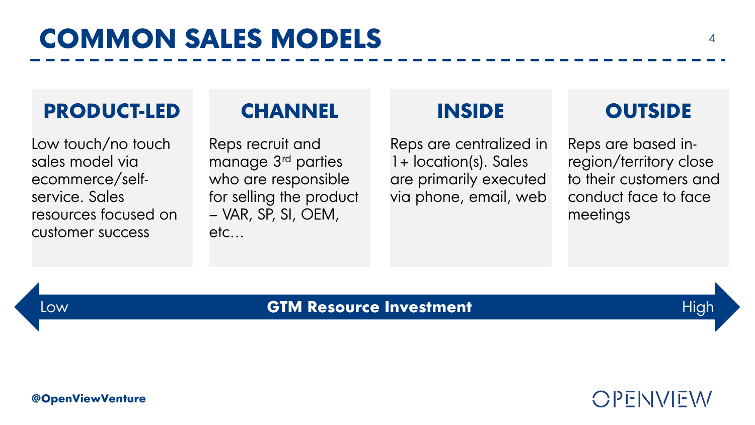# COMMON SALES MODELS

## PRODUCT-LED

Low touch/no touch sales model via ecommerce/self-service. Sales resources focused on customer success

## CHANNEL

Reps recruit and manage 3rd parties who are responsible for selling the product – VAR, SP, SI, OEM, etc…

## INSIDE

Reps are centralized in 1+ location(s). Sales are primarily executed via phone, email, web

## OUTSIDE

Reps are based in-region/territory close to their customers and conduct face to face meetings

Low ← **GTM Resource Investment** → High

@OpenViewVenture

OPENVIEW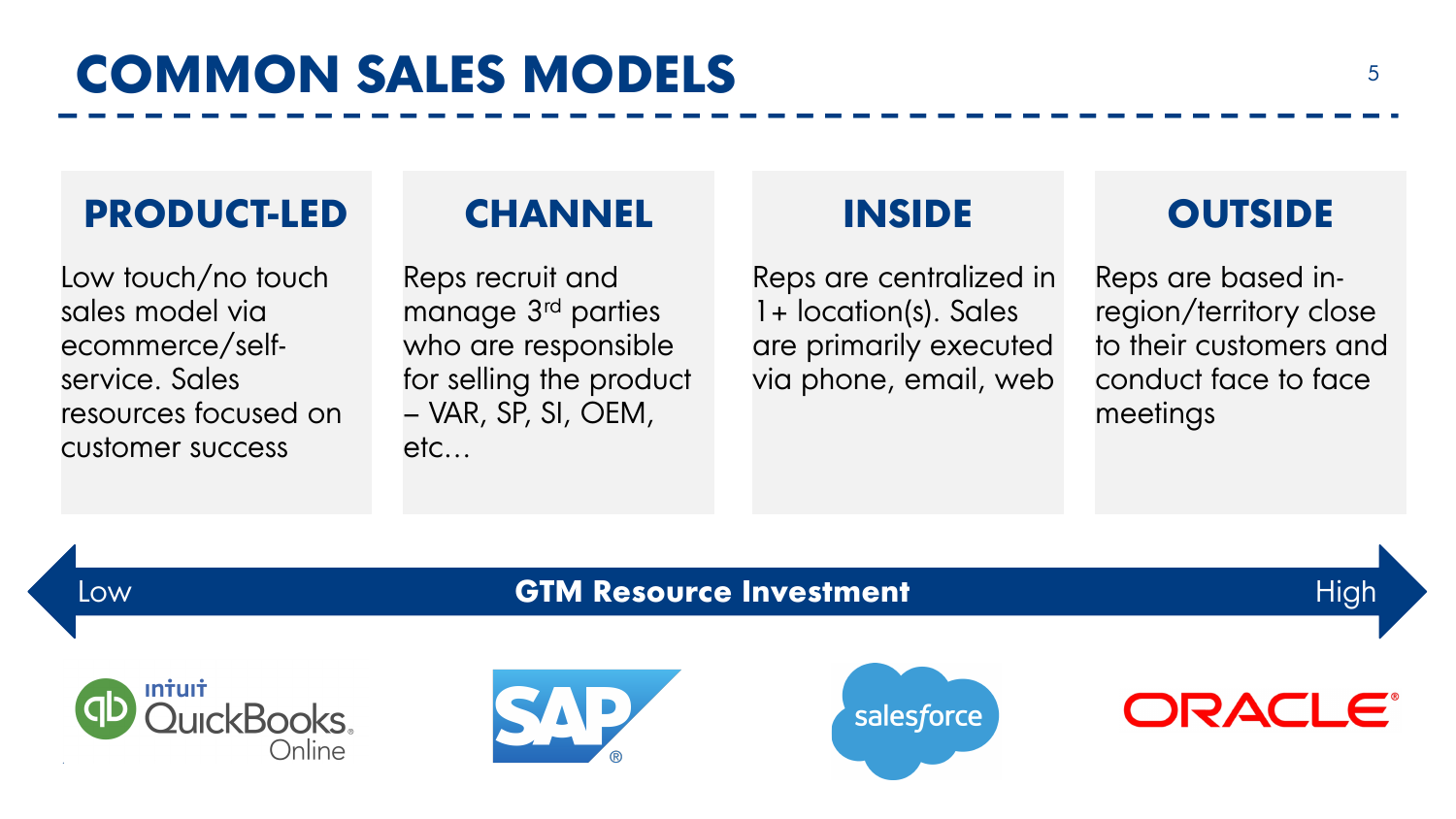# COMMON SALES MODELS

## PRODUCT-LED

Low touch/no touch sales model via ecommerce/self-service. Sales resources focused on customer success

## CHANNEL

Reps recruit and manage 3rd parties who are responsible for selling the product – VAR, SP, SI, OEM, etc…

## INSIDE

Reps are centralized in 1+ location(s). Sales are primarily executed via phone, email, web

## OUTSIDE

Reps are based in-region/territory close to their customers and conduct face to face meetings

Low — **GTM Resource Investment** — High

intuit QuickBooks Online | SAP | salesforce | ORACLE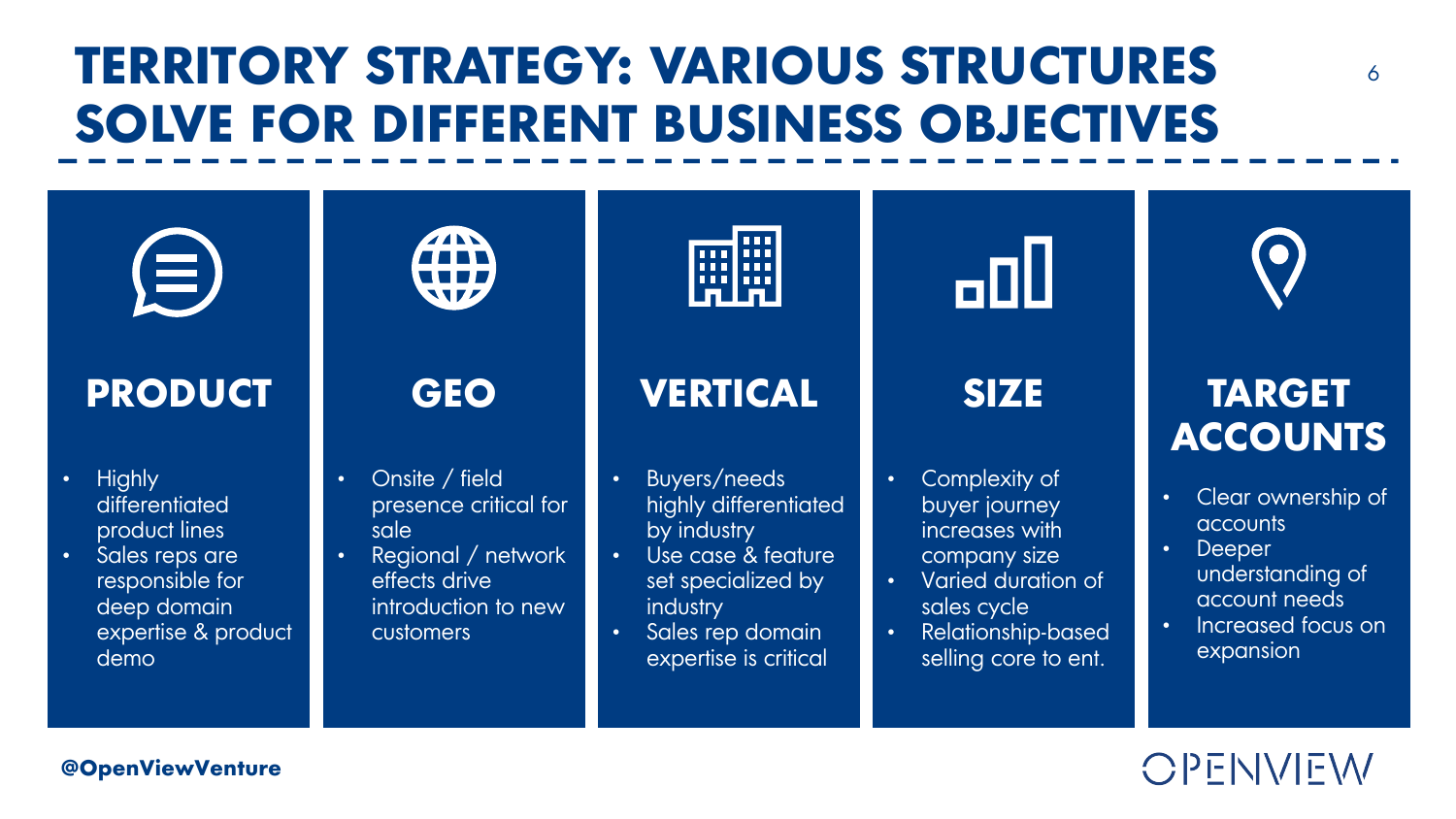# TERRITORY STRATEGY: VARIOUS STRUCTURES SOLVE FOR DIFFERENT BUSINESS OBJECTIVES

## PRODUCT

- Highly differentiated product lines
- Sales reps are responsible for deep domain expertise & product demo

## GEO

- Onsite / field presence critical for sale
- Regional / network effects drive introduction to new customers

## VERTICAL

- Buyers/needs highly differentiated by industry
- Use case & feature set specialized by industry
- Sales rep domain expertise is critical

## SIZE

- Complexity of buyer journey increases with company size
- Varied duration of sales cycle
- Relationship-based selling core to ent.

## TARGET ACCOUNTS

- Clear ownership of accounts
- Deeper understanding of account needs
- Increased focus on expansion

@OpenViewVenture

OPENVIEW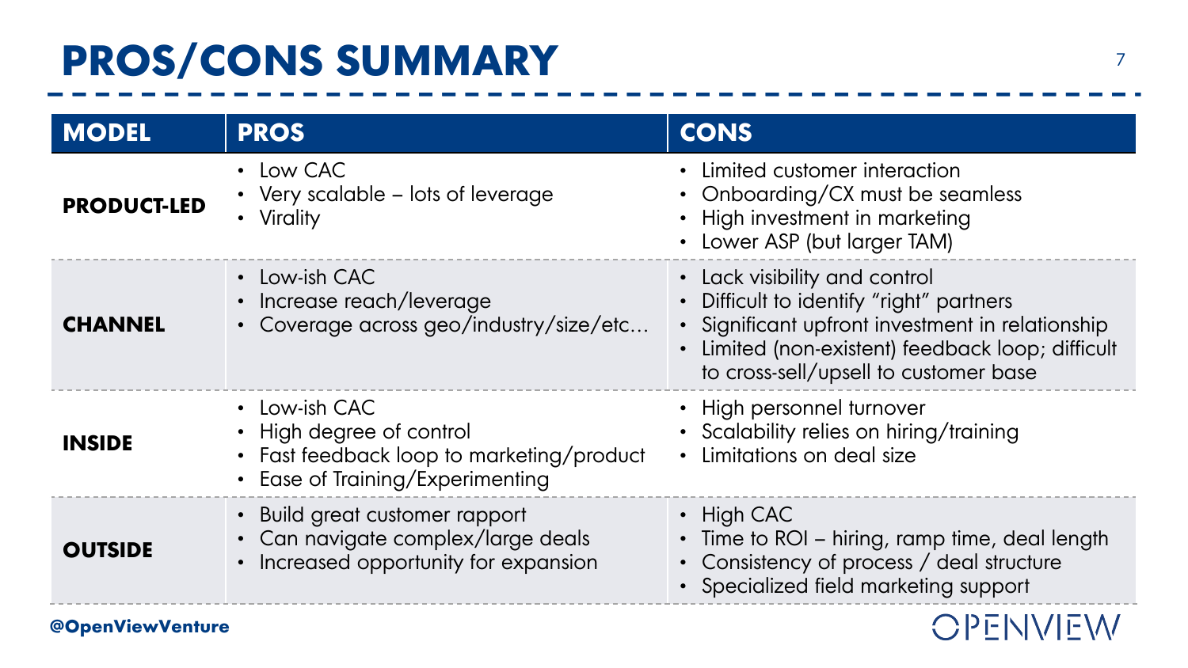# PROS/CONS SUMMARY

| MODEL | PROS | CONS |
|---|---|---|
| **PRODUCT-LED** | • Low CAC<br>• Very scalable – lots of leverage<br>• Virality | • Limited customer interaction<br>• Onboarding/CX must be seamless<br>• High investment in marketing<br>• Lower ASP (but larger TAM) |
| **CHANNEL** | • Low-ish CAC<br>• Increase reach/leverage<br>• Coverage across geo/industry/size/etc… | • Lack visibility and control<br>• Difficult to identify "right" partners<br>• Significant upfront investment in relationship<br>• Limited (non-existent) feedback loop; difficult to cross-sell/upsell to customer base |
| **INSIDE** | • Low-ish CAC<br>• High degree of control<br>• Fast feedback loop to marketing/product<br>• Ease of Training/Experimenting | • High personnel turnover<br>• Scalability relies on hiring/training<br>• Limitations on deal size |
| **OUTSIDE** | • Build great customer rapport<br>• Can navigate complex/large deals<br>• Increased opportunity for expansion | • High CAC<br>• Time to ROI – hiring, ramp time, deal length<br>• Consistency of process / deal structure<br>• Specialized field marketing support |

@OpenViewVenture

OPENVIEW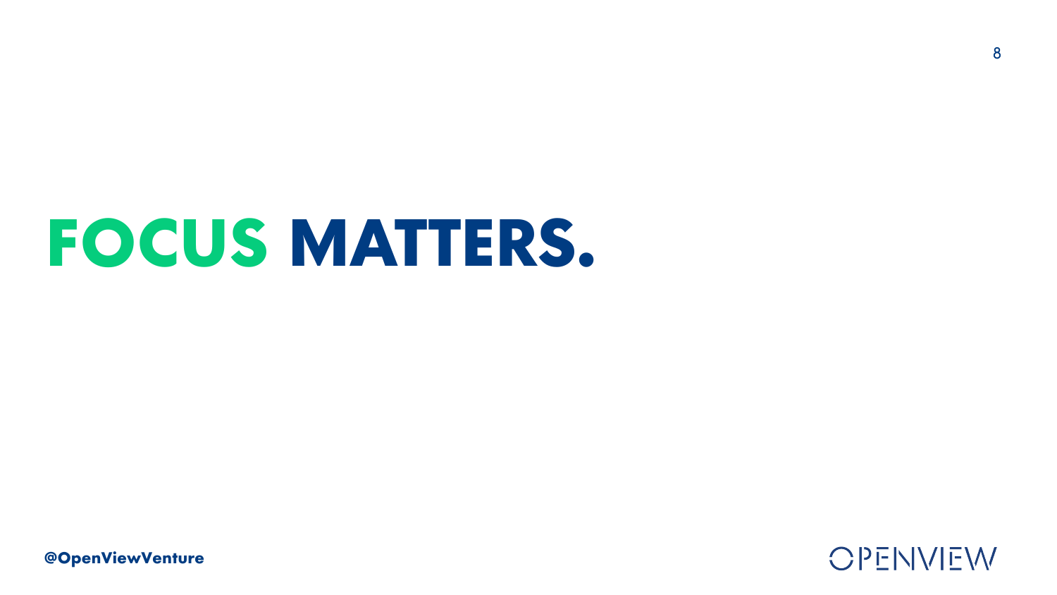# FOCUS MATTERS.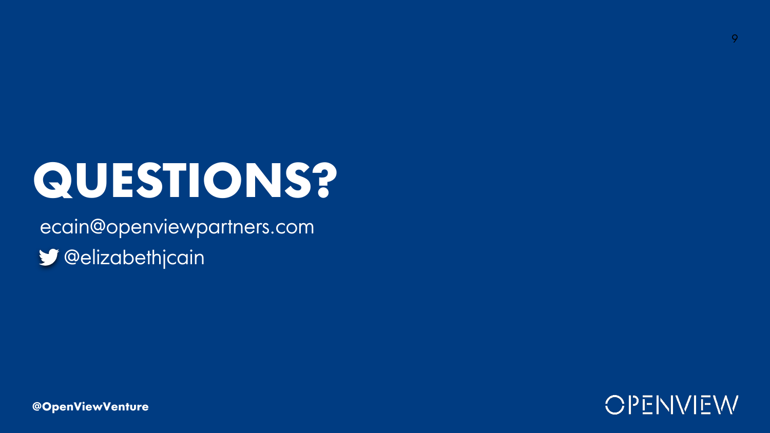# QUESTIONS?

ecain@openviewpartners.com

@elizabethjcain

@OpenViewVenture

OPENVIEW